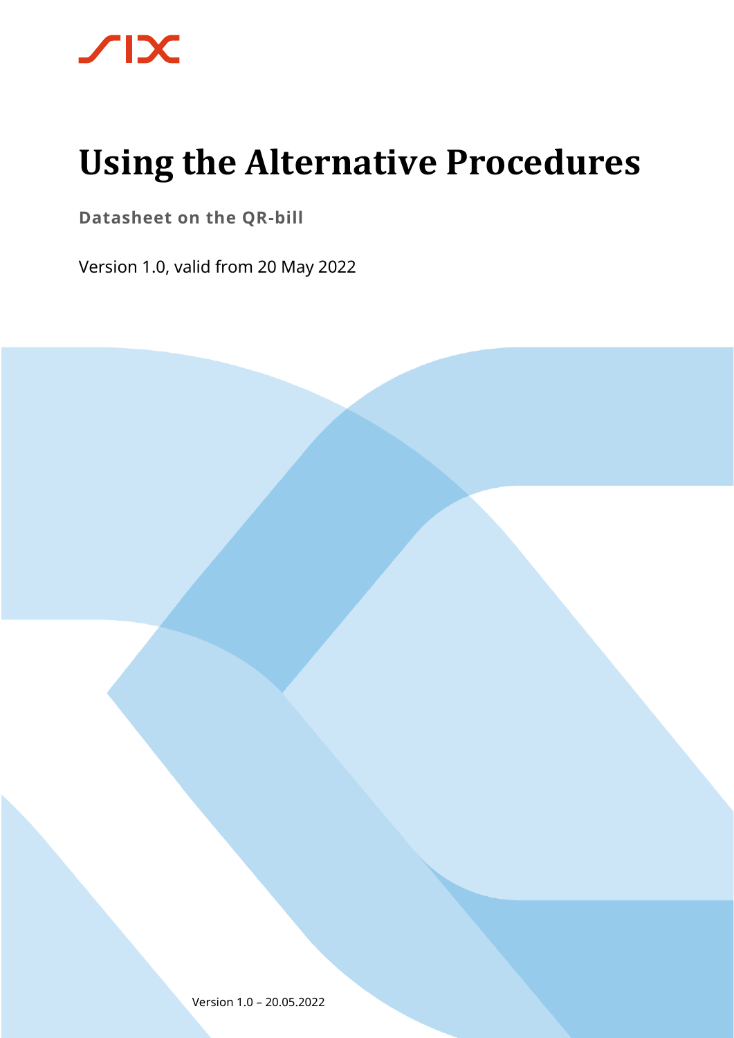# Using the Alternative Procedures

**Datasheet on the QR-bill**

Version 1.0, valid from 20 May 2022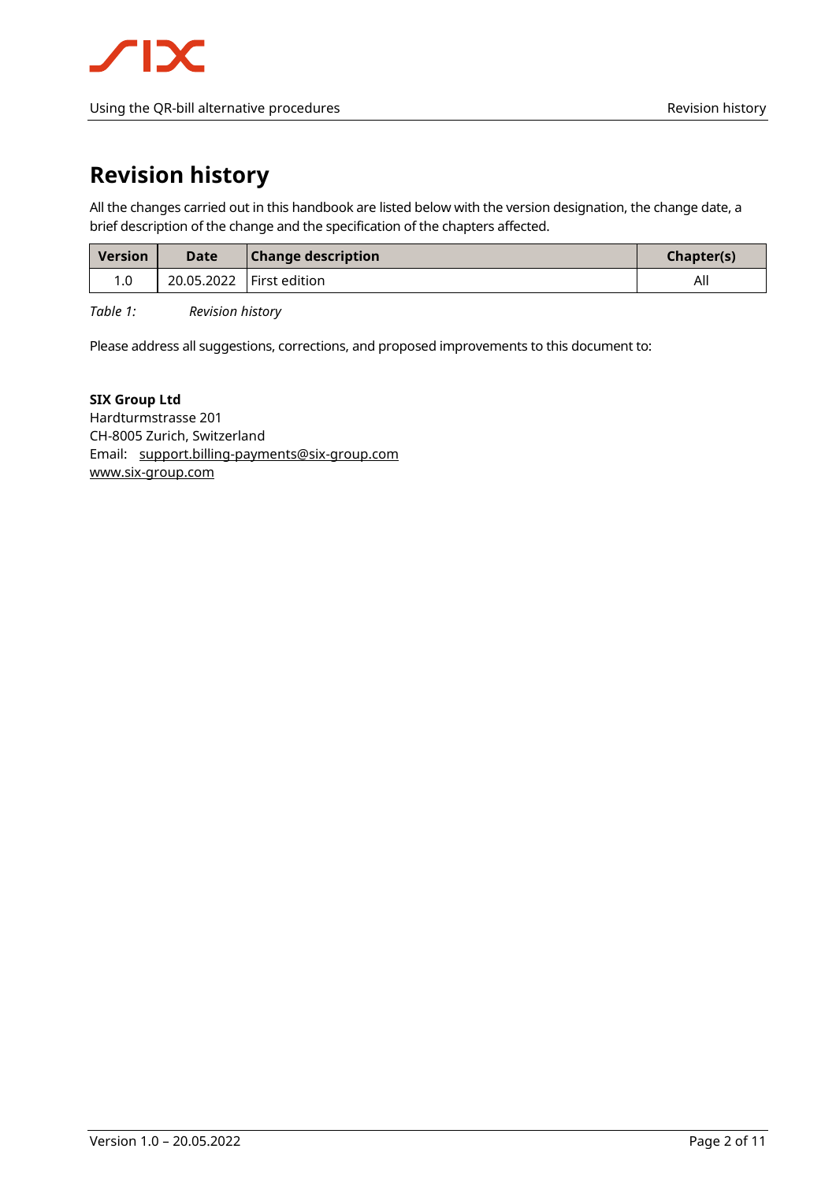# Revision history

All the changes carried out in this handbook are listed below with the version designation, the change date, a brief description of the change and the specification of the chapters affected.

| Version | Date | Change description | Chapter(s) |
|---|---|---|---|
| 1.0 | 20.05.2022 | First edition | All |

*Table 1: Revision history*

Please address all suggestions, corrections, and proposed improvements to this document to:

**SIX Group Ltd**
Hardturmstrasse 201
CH-8005 Zurich, Switzerland
Email: support.billing-payments@six-group.com
www.six-group.com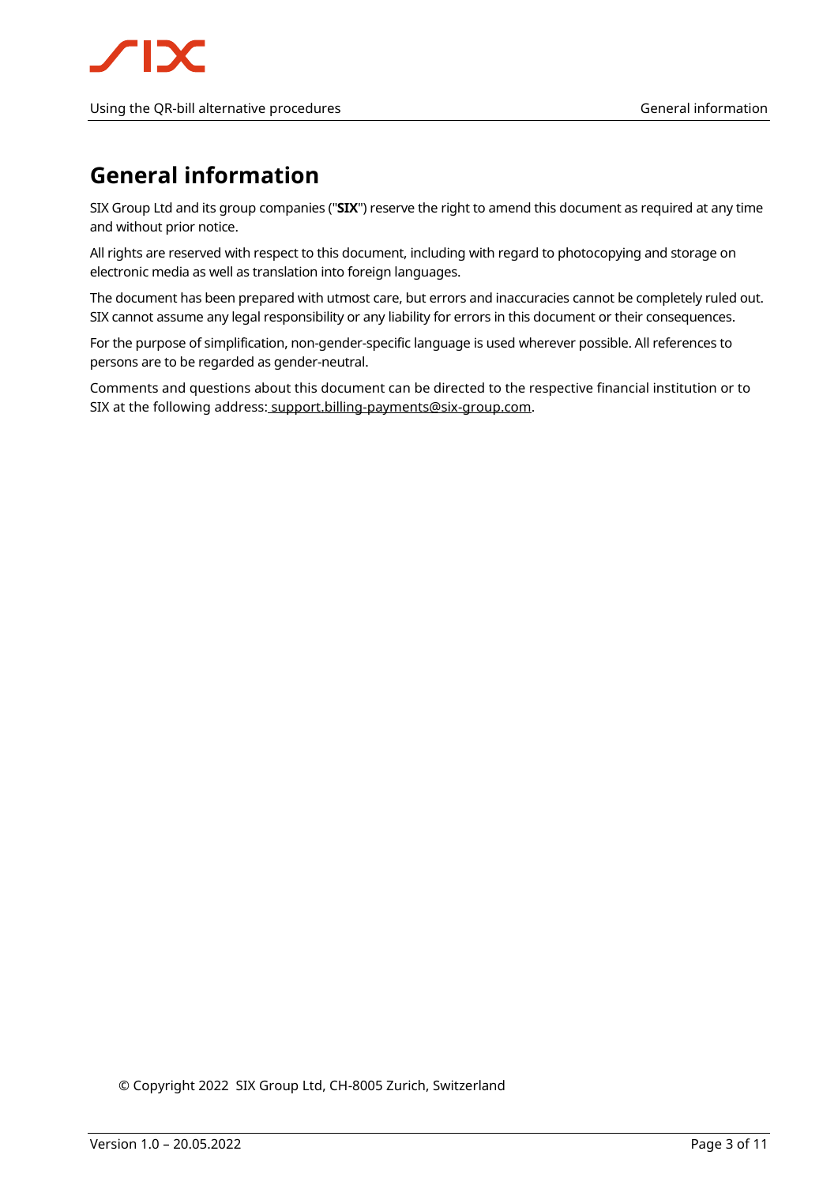# General information

SIX Group Ltd and its group companies ("**SIX**") reserve the right to amend this document as required at any time and without prior notice.

All rights are reserved with respect to this document, including with regard to photocopying and storage on electronic media as well as translation into foreign languages.

The document has been prepared with utmost care, but errors and inaccuracies cannot be completely ruled out. SIX cannot assume any legal responsibility or any liability for errors in this document or their consequences.

For the purpose of simplification, non-gender-specific language is used wherever possible. All references to persons are to be regarded as gender-neutral.

Comments and questions about this document can be directed to the respective financial institution or to SIX at the following address: support.billing-payments@six-group.com.

© Copyright 2022 SIX Group Ltd, CH-8005 Zurich, Switzerland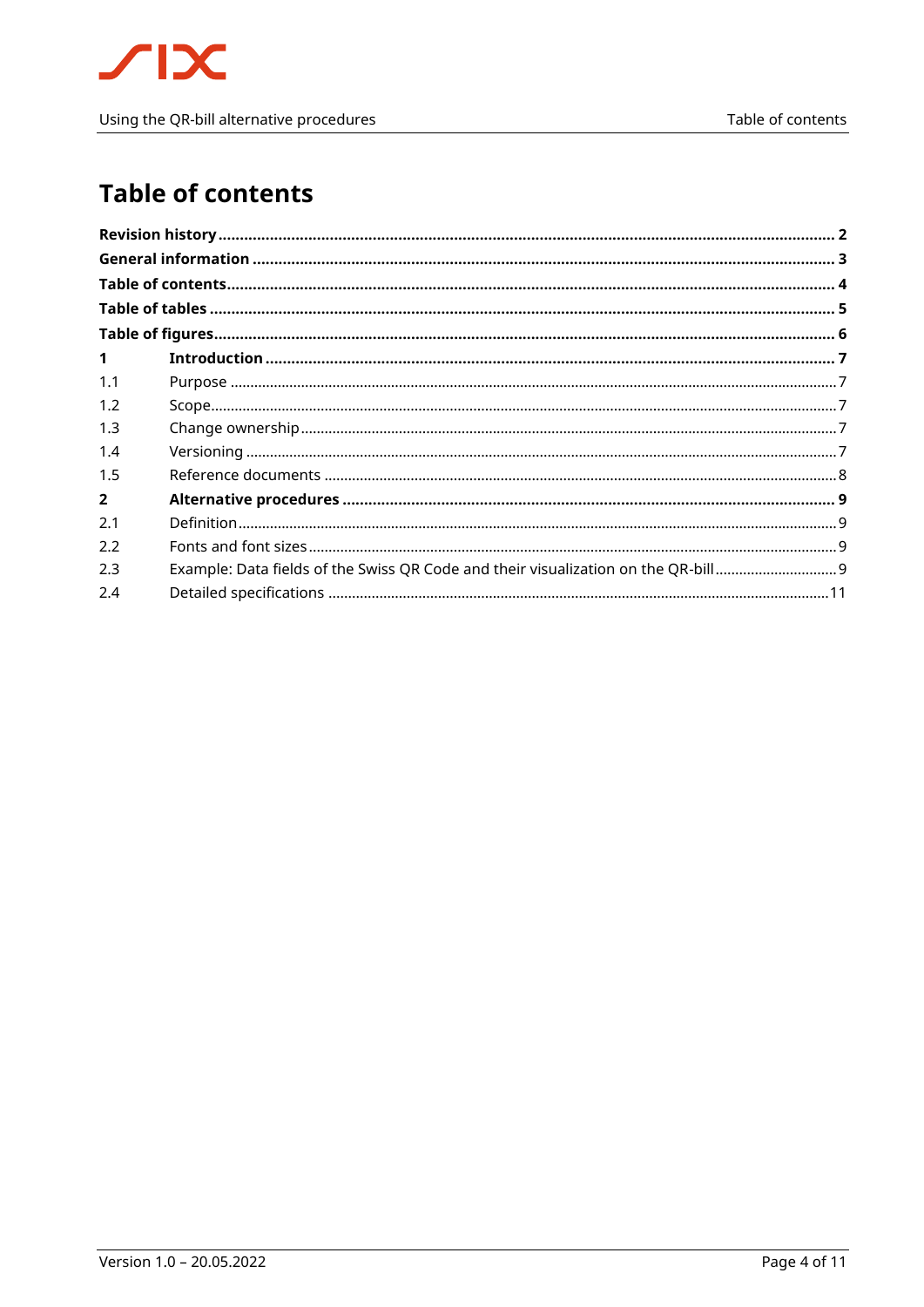# Table of contents

**Revision history** .......... **2**
**General information** .......... **3**
**Table of contents** .......... **4**
**Table of tables** .......... **5**
**Table of figures** .......... **6**
**1 Introduction** .......... **7**
1.1 Purpose .......... 7
1.2 Scope .......... 7
1.3 Change ownership .......... 7
1.4 Versioning .......... 7
1.5 Reference documents .......... 8
**2 Alternative procedures** .......... **9**
2.1 Definition .......... 9
2.2 Fonts and font sizes .......... 9
2.3 Example: Data fields of the Swiss QR Code and their visualization on the QR-bill .......... 9
2.4 Detailed specifications .......... 11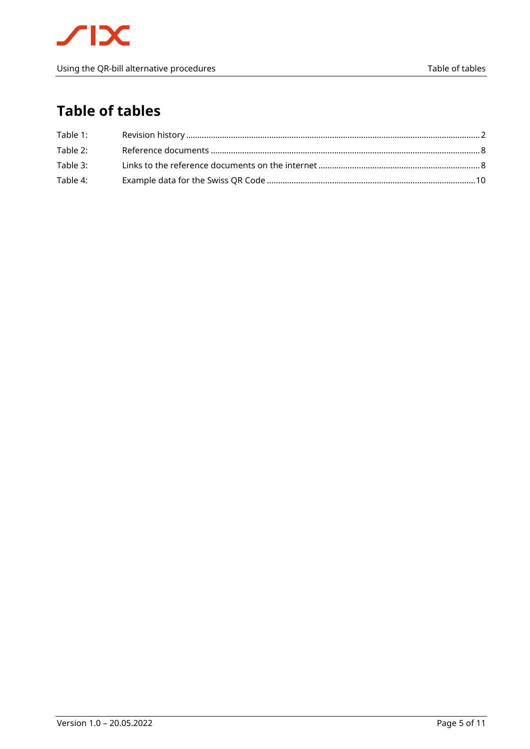# Table of tables

Table 1: Revision history ........................................................................................................................2

Table 2: Reference documents ...............................................................................................................8

Table 3: Links to the reference documents on the internet .....................................................................8

Table 4: Example data for the Swiss QR Code ......................................................................................10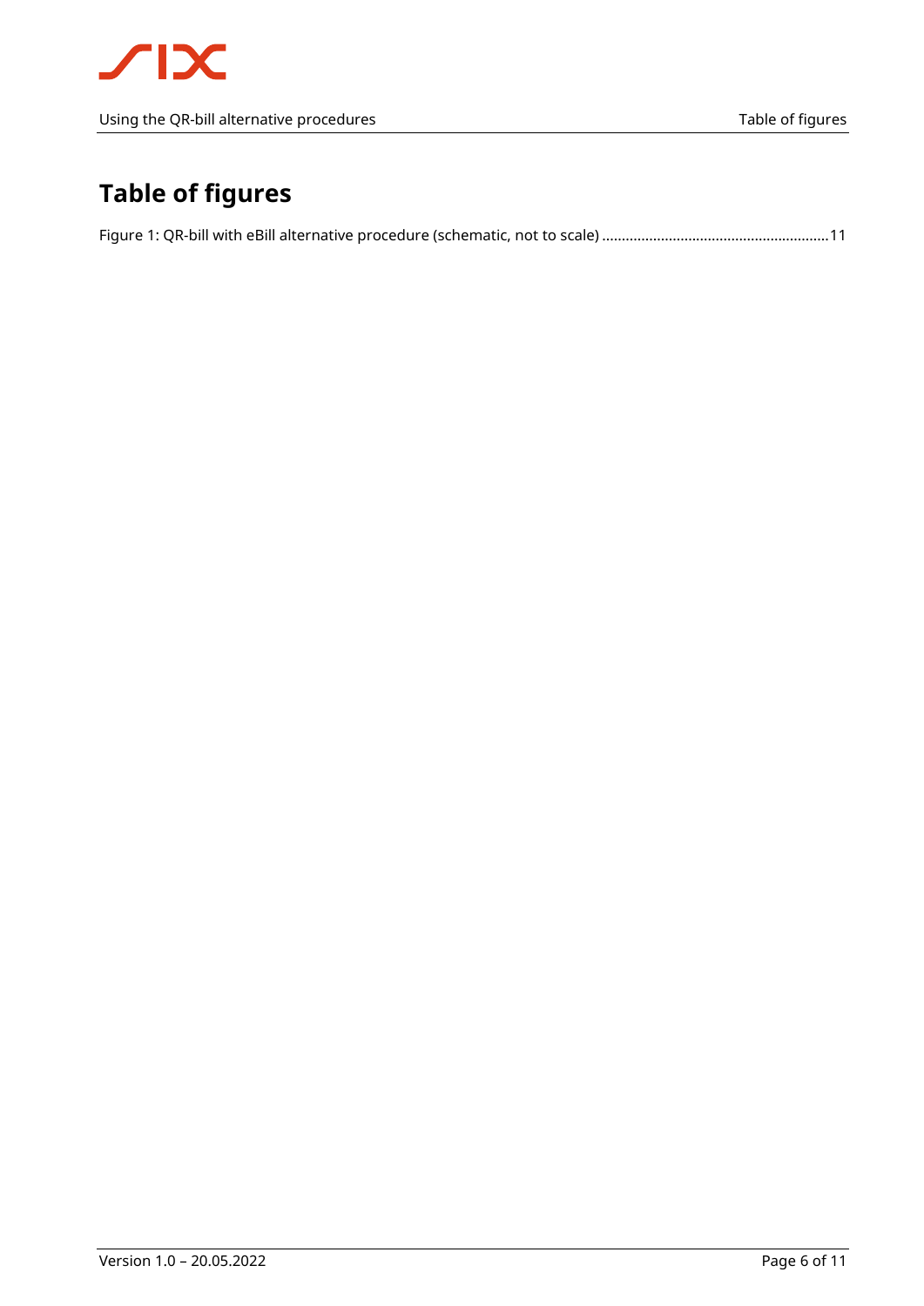# Table of figures

Figure 1: QR-bill with eBill alternative procedure (schematic, not to scale) ......................................................... 11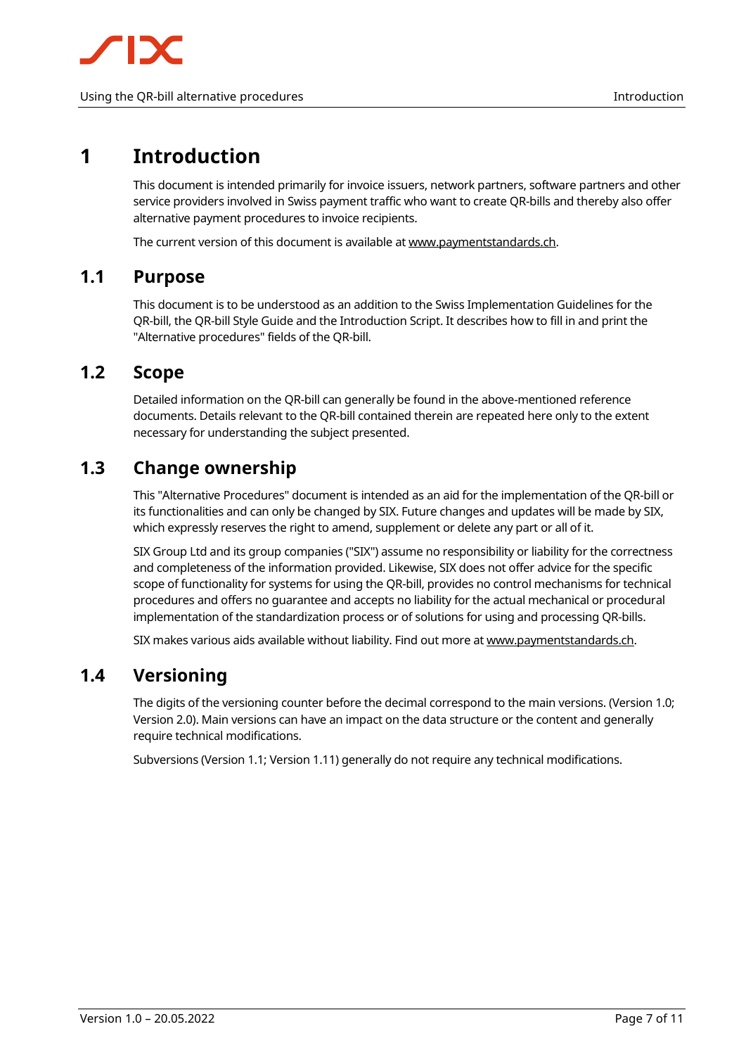# 1 Introduction

This document is intended primarily for invoice issuers, network partners, software partners and other service providers involved in Swiss payment traffic who want to create QR-bills and thereby also offer alternative payment procedures to invoice recipients.

The current version of this document is available at www.paymentstandards.ch.

## 1.1 Purpose

This document is to be understood as an addition to the Swiss Implementation Guidelines for the QR-bill, the QR-bill Style Guide and the Introduction Script. It describes how to fill in and print the "Alternative procedures" fields of the QR-bill.

## 1.2 Scope

Detailed information on the QR-bill can generally be found in the above-mentioned reference documents. Details relevant to the QR-bill contained therein are repeated here only to the extent necessary for understanding the subject presented.

## 1.3 Change ownership

This "Alternative Procedures" document is intended as an aid for the implementation of the QR-bill or its functionalities and can only be changed by SIX. Future changes and updates will be made by SIX, which expressly reserves the right to amend, supplement or delete any part or all of it.

SIX Group Ltd and its group companies ("SIX") assume no responsibility or liability for the correctness and completeness of the information provided. Likewise, SIX does not offer advice for the specific scope of functionality for systems for using the QR-bill, provides no control mechanisms for technical procedures and offers no guarantee and accepts no liability for the actual mechanical or procedural implementation of the standardization process or of solutions for using and processing QR-bills.

SIX makes various aids available without liability. Find out more at www.paymentstandards.ch.

## 1.4 Versioning

The digits of the versioning counter before the decimal correspond to the main versions. (Version 1.0; Version 2.0). Main versions can have an impact on the data structure or the content and generally require technical modifications.

Subversions (Version 1.1; Version 1.11) generally do not require any technical modifications.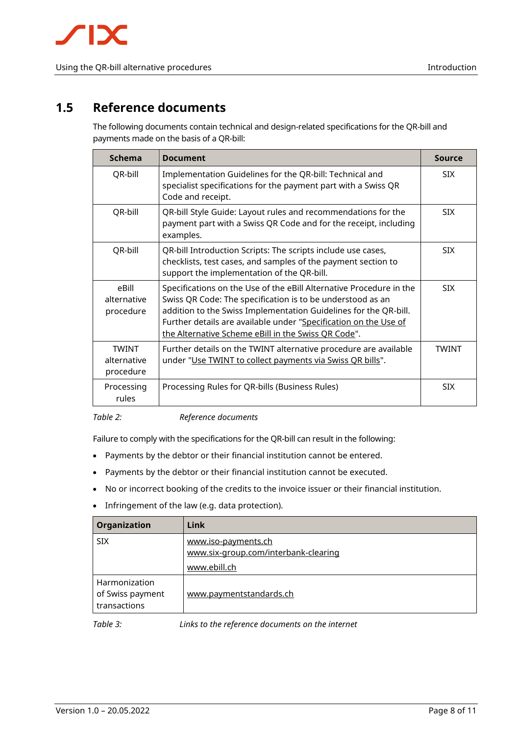## 1.5 Reference documents

The following documents contain technical and design-related specifications for the QR-bill and payments made on the basis of a QR-bill:

| Schema | Document | Source |
|---|---|---|
| QR-bill | Implementation Guidelines for the QR-bill: Technical and specialist specifications for the payment part with a Swiss QR Code and receipt. | SIX |
| QR-bill | QR-bill Style Guide: Layout rules and recommendations for the payment part with a Swiss QR Code and for the receipt, including examples. | SIX |
| QR-bill | QR-bill Introduction Scripts: The scripts include use cases, checklists, test cases, and samples of the payment section to support the implementation of the QR-bill. | SIX |
| eBill alternative procedure | Specifications on the Use of the eBill Alternative Procedure in the Swiss QR Code: The specification is to be understood as an addition to the Swiss Implementation Guidelines for the QR-bill. Further details are available under "Specification on the Use of the Alternative Scheme eBill in the Swiss QR Code". | SIX |
| TWINT alternative procedure | Further details on the TWINT alternative procedure are available under "Use TWINT to collect payments via Swiss QR bills". | TWINT |
| Processing rules | Processing Rules for QR-bills (Business Rules) | SIX |

*Table 2: Reference documents*

Failure to comply with the specifications for the QR-bill can result in the following:

- Payments by the debtor or their financial institution cannot be entered.
- Payments by the debtor or their financial institution cannot be executed.
- No or incorrect booking of the credits to the invoice issuer or their financial institution.
- Infringement of the law (e.g. data protection).

| Organization | Link |
|---|---|
| SIX | www.iso-payments.ch<br>www.six-group.com/interbank-clearing<br>www.ebill.ch |
| Harmonization of Swiss payment transactions | www.paymentstandards.ch |

*Table 3: Links to the reference documents on the internet*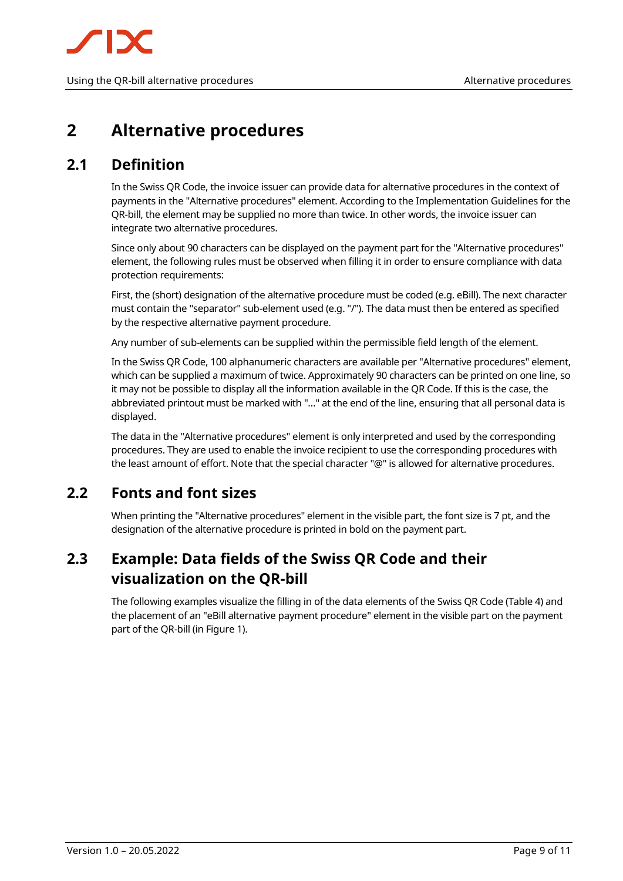# 2 Alternative procedures

## 2.1 Definition

In the Swiss QR Code, the invoice issuer can provide data for alternative procedures in the context of payments in the "Alternative procedures" element. According to the Implementation Guidelines for the QR-bill, the element may be supplied no more than twice. In other words, the invoice issuer can integrate two alternative procedures.

Since only about 90 characters can be displayed on the payment part for the "Alternative procedures" element, the following rules must be observed when filling it in order to ensure compliance with data protection requirements:

First, the (short) designation of the alternative procedure must be coded (e.g. eBill). The next character must contain the "separator" sub-element used (e.g. "/"). The data must then be entered as specified by the respective alternative payment procedure.

Any number of sub-elements can be supplied within the permissible field length of the element.

In the Swiss QR Code, 100 alphanumeric characters are available per "Alternative procedures" element, which can be supplied a maximum of twice. Approximately 90 characters can be printed on one line, so it may not be possible to display all the information available in the QR Code. If this is the case, the abbreviated printout must be marked with "..." at the end of the line, ensuring that all personal data is displayed.

The data in the "Alternative procedures" element is only interpreted and used by the corresponding procedures. They are used to enable the invoice recipient to use the corresponding procedures with the least amount of effort. Note that the special character "@" is allowed for alternative procedures.

## 2.2 Fonts and font sizes

When printing the "Alternative procedures" element in the visible part, the font size is 7 pt, and the designation of the alternative procedure is printed in bold on the payment part.

## 2.3 Example: Data fields of the Swiss QR Code and their visualization on the QR-bill

The following examples visualize the filling in of the data elements of the Swiss QR Code (Table 4) and the placement of an "eBill alternative payment procedure" element in the visible part on the payment part of the QR-bill (in Figure 1).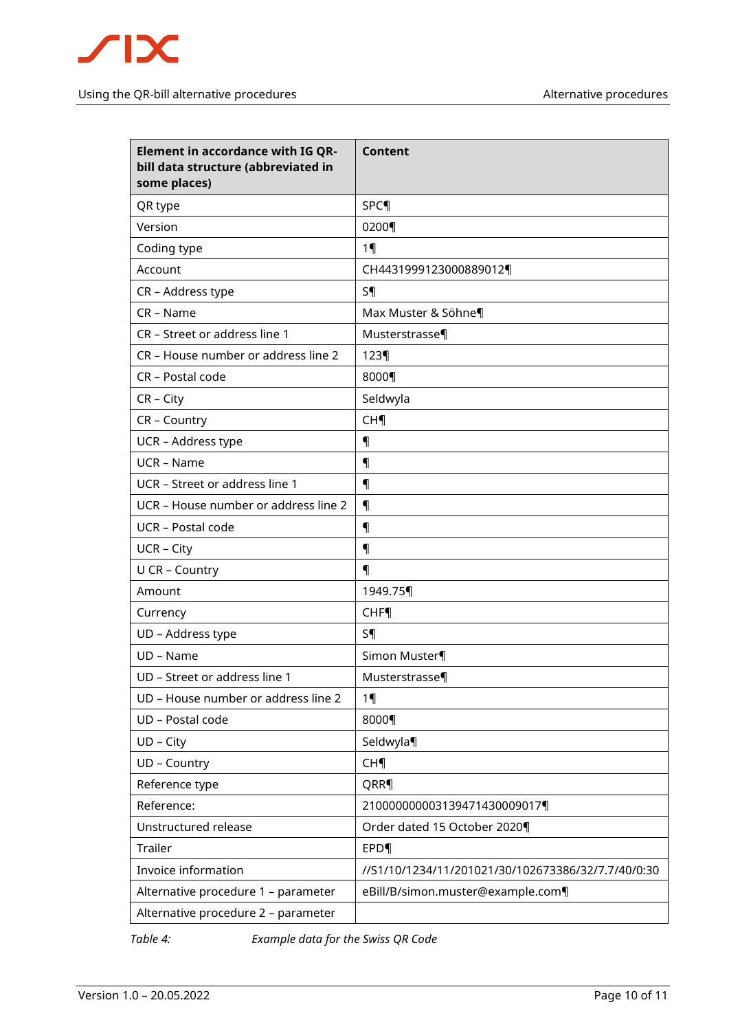| Element in accordance with IG QR-bill data structure (abbreviated in some places) | Content |
|---|---|
| QR type | SPC¶ |
| Version | 0200¶ |
| Coding type | 1¶ |
| Account | CH4431999123000889012¶ |
| CR – Address type | S¶ |
| CR – Name | Max Muster & Söhne¶ |
| CR – Street or address line 1 | Musterstrasse¶ |
| CR – House number or address line 2 | 123¶ |
| CR – Postal code | 8000¶ |
| CR – City | Seldwyla |
| CR – Country | CH¶ |
| UCR – Address type | ¶ |
| UCR – Name | ¶ |
| UCR – Street or address line 1 | ¶ |
| UCR – House number or address line 2 | ¶ |
| UCR – Postal code | ¶ |
| UCR – City | ¶ |
| U CR – Country | ¶ |
| Amount | 1949.75¶ |
| Currency | CHF¶ |
| UD – Address type | S¶ |
| UD – Name | Simon Muster¶ |
| UD – Street or address line 1 | Musterstrasse¶ |
| UD – House number or address line 2 | 1¶ |
| UD – Postal code | 8000¶ |
| UD – City | Seldwyla¶ |
| UD – Country | CH¶ |
| Reference type | QRR¶ |
| Reference: | 210000000003139471430009017¶ |
| Unstructured release | Order dated 15 October 2020¶ |
| Trailer | EPD¶ |
| Invoice information | //S1/10/1234/11/201021/30/102673386/32/7.7/40/0:30 |
| Alternative procedure 1 – parameter | eBill/B/simon.muster@example.com¶ |
| Alternative procedure 2 – parameter | |

*Table 4: Example data for the Swiss QR Code*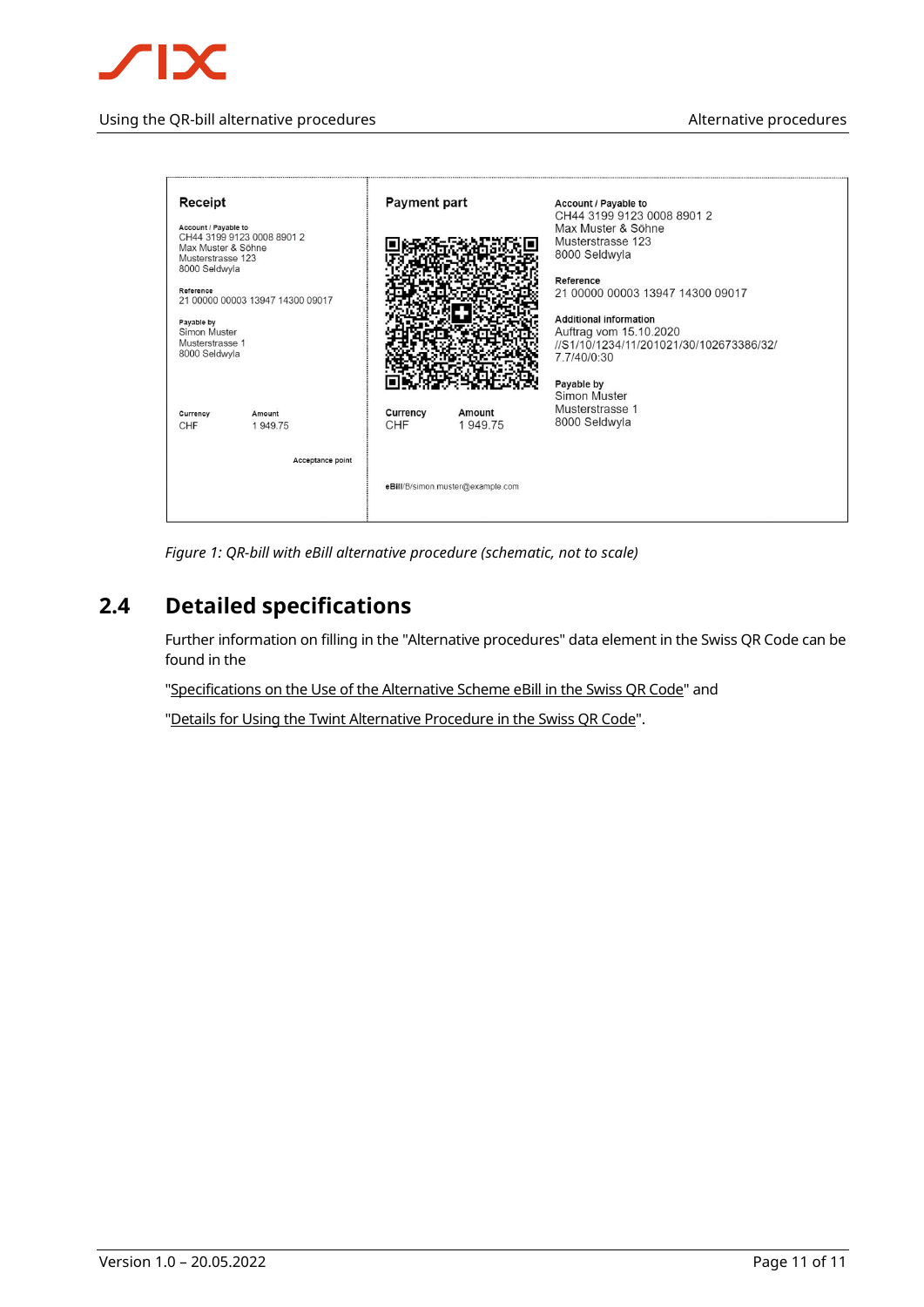**Receipt**

Account / Payable to
CH44 3199 9123 0008 8901 2
Max Muster & Söhne
Musterstrasse 123
8000 Seldwyla

Reference
21 00000 00003 13947 14300 09017

Payable by
Simon Muster
Musterstrasse 1
8000 Seldwyla

Currency CHF
Amount 1 949.75

Acceptance point

**Payment part**

Currency CHF
Amount 1 949.75

eBill/B/simon.muster@example.com

Account / Payable to
CH44 3199 9123 0008 8901 2
Max Muster & Söhne
Musterstrasse 123
8000 Seldwyla

Reference
21 00000 00003 13947 14300 09017

Additional information
Auftrag vom 15.10.2020
//S1/10/1234/11/201021/30/102673386/32/7.7/40/0:30

Payable by
Simon Muster
Musterstrasse 1
8000 Seldwyla

*Figure 1: QR-bill with eBill alternative procedure (schematic, not to scale)*

## 2.4 Detailed specifications

Further information on filling in the "Alternative procedures" data element in the Swiss QR Code can be found in the

"Specifications on the Use of the Alternative Scheme eBill in the Swiss QR Code" and

"Details for Using the Twint Alternative Procedure in the Swiss QR Code".